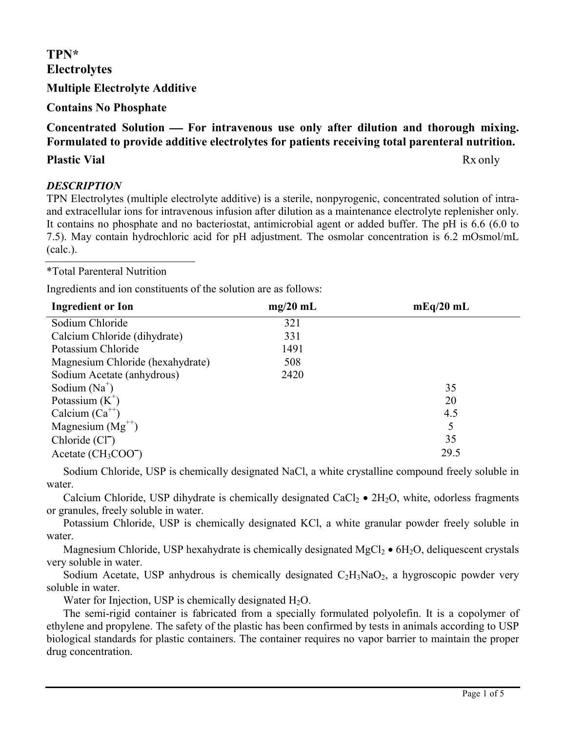# TPN*
# Electrolytes

### Multiple Electrolyte Additive

### Contains No Phosphate

### Concentrated Solution — For intravenous use only after dilution and thorough mixing. Formulated to provide additive electrolytes for patients receiving total parenteral nutrition.

**Plastic Vial** Rx only

## *DESCRIPTION*

TPN Electrolytes (multiple electrolyte additive) is a sterile, nonpyrogenic, concentrated solution of intra- and extracellular ions for intravenous infusion after dilution as a maintenance electrolyte replenisher only. It contains no phosphate and no bacteriostat, antimicrobial agent or added buffer. The pH is 6.6 (6.0 to 7.5). May contain hydrochloric acid for pH adjustment. The osmolar concentration is 6.2 mOsmol/mL (calc.).

---

*Total Parenteral Nutrition

Ingredients and ion constituents of the solution are as follows:

| Ingredient or Ion | mg/20 mL | mEq/20 mL |
|---|---|---|
| Sodium Chloride | 321 | |
| Calcium Chloride (dihydrate) | 331 | |
| Potassium Chloride | 1491 | |
| Magnesium Chloride (hexahydrate) | 508 | |
| Sodium Acetate (anhydrous) | 2420 | |
| Sodium ($Na^+$) | | 35 |
| Potassium ($K^+$) | | 20 |
| Calcium ($Ca^{++}$) | | 4.5 |
| Magnesium ($Mg^{++}$) | | 5 |
| Chloride ($Cl^-$) | | 35 |
| Acetate ($CH_3COO^-$) | | 29.5 |

Sodium Chloride, USP is chemically designated NaCl, a white crystalline compound freely soluble in water.

Calcium Chloride, USP dihydrate is chemically designated $CaCl_2 \bullet 2H_2O$, white, odorless fragments or granules, freely soluble in water.

Potassium Chloride, USP is chemically designated KCl, a white granular powder freely soluble in water.

Magnesium Chloride, USP hexahydrate is chemically designated $MgCl_2 \bullet 6H_2O$, deliquescent crystals very soluble in water.

Sodium Acetate, USP anhydrous is chemically designated $C_2H_3NaO_2$, a hygroscopic powder very soluble in water.

Water for Injection, USP is chemically designated $H_2O$.

The semi-rigid container is fabricated from a specially formulated polyolefin. It is a copolymer of ethylene and propylene. The safety of the plastic has been confirmed by tests in animals according to USP biological standards for plastic containers. The container requires no vapor barrier to maintain the proper drug concentration.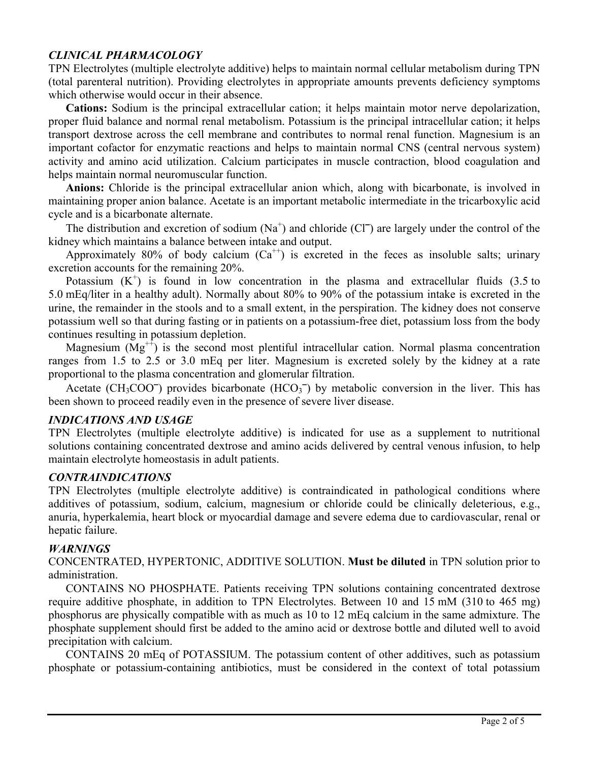## *CLINICAL PHARMACOLOGY*

TPN Electrolytes (multiple electrolyte additive) helps to maintain normal cellular metabolism during TPN (total parenteral nutrition). Providing electrolytes in appropriate amounts prevents deficiency symptoms which otherwise would occur in their absence.

**Cations:** Sodium is the principal extracellular cation; it helps maintain motor nerve depolarization, proper fluid balance and normal renal metabolism. Potassium is the principal intracellular cation; it helps transport dextrose across the cell membrane and contributes to normal renal function. Magnesium is an important cofactor for enzymatic reactions and helps to maintain normal CNS (central nervous system) activity and amino acid utilization. Calcium participates in muscle contraction, blood coagulation and helps maintain normal neuromuscular function.

**Anions:** Chloride is the principal extracellular anion which, along with bicarbonate, is involved in maintaining proper anion balance. Acetate is an important metabolic intermediate in the tricarboxylic acid cycle and is a bicarbonate alternate.

The distribution and excretion of sodium ($Na^{+}$) and chloride ($Cl^{-}$) are largely under the control of the kidney which maintains a balance between intake and output.

Approximately 80% of body calcium ($Ca^{++}$) is excreted in the feces as insoluble salts; urinary excretion accounts for the remaining 20%.

Potassium ($K^{+}$) is found in low concentration in the plasma and extracellular fluids (3.5 to 5.0 mEq/liter in a healthy adult). Normally about 80% to 90% of the potassium intake is excreted in the urine, the remainder in the stools and to a small extent, in the perspiration. The kidney does not conserve potassium well so that during fasting or in patients on a potassium-free diet, potassium loss from the body continues resulting in potassium depletion.

Magnesium ($Mg^{++}$) is the second most plentiful intracellular cation. Normal plasma concentration ranges from 1.5 to 2.5 or 3.0 mEq per liter. Magnesium is excreted solely by the kidney at a rate proportional to the plasma concentration and glomerular filtration.

Acetate ($CH_3COO^{-}$) provides bicarbonate ($HCO_3^{-}$) by metabolic conversion in the liver. This has been shown to proceed readily even in the presence of severe liver disease.

## *INDICATIONS AND USAGE*

TPN Electrolytes (multiple electrolyte additive) is indicated for use as a supplement to nutritional solutions containing concentrated dextrose and amino acids delivered by central venous infusion, to help maintain electrolyte homeostasis in adult patients.

## *CONTRAINDICATIONS*

TPN Electrolytes (multiple electrolyte additive) is contraindicated in pathological conditions where additives of potassium, sodium, calcium, magnesium or chloride could be clinically deleterious, e.g., anuria, hyperkalemia, heart block or myocardial damage and severe edema due to cardiovascular, renal or hepatic failure.

## *WARNINGS*

CONCENTRATED, HYPERTONIC, ADDITIVE SOLUTION. **Must be diluted** in TPN solution prior to administration.

CONTAINS NO PHOSPHATE. Patients receiving TPN solutions containing concentrated dextrose require additive phosphate, in addition to TPN Electrolytes. Between 10 and 15 mM (310 to 465 mg) phosphorus are physically compatible with as much as 10 to 12 mEq calcium in the same admixture. The phosphate supplement should first be added to the amino acid or dextrose bottle and diluted well to avoid precipitation with calcium.

CONTAINS 20 mEq of POTASSIUM. The potassium content of other additives, such as potassium phosphate or potassium-containing antibiotics, must be considered in the context of total potassium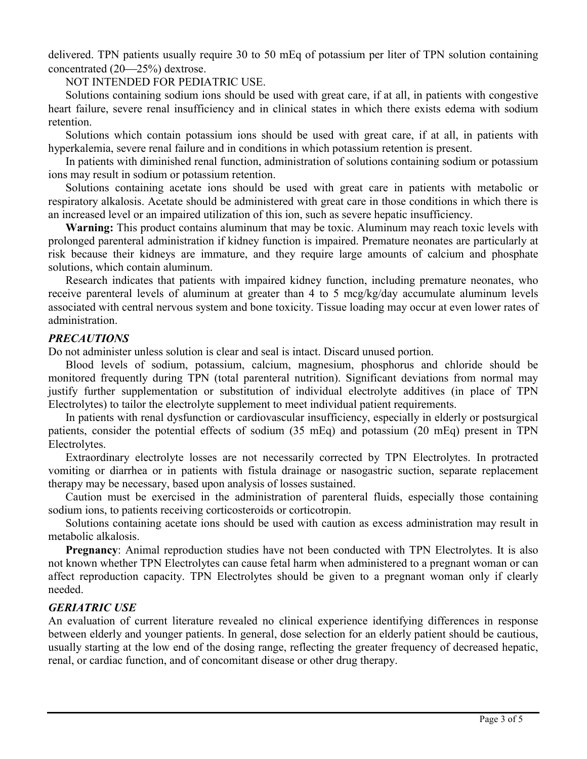delivered. TPN patients usually require 30 to 50 mEq of potassium per liter of TPN solution containing concentrated (20—25%) dextrose.

NOT INTENDED FOR PEDIATRIC USE.

Solutions containing sodium ions should be used with great care, if at all, in patients with congestive heart failure, severe renal insufficiency and in clinical states in which there exists edema with sodium retention.

Solutions which contain potassium ions should be used with great care, if at all, in patients with hyperkalemia, severe renal failure and in conditions in which potassium retention is present.

In patients with diminished renal function, administration of solutions containing sodium or potassium ions may result in sodium or potassium retention.

Solutions containing acetate ions should be used with great care in patients with metabolic or respiratory alkalosis. Acetate should be administered with great care in those conditions in which there is an increased level or an impaired utilization of this ion, such as severe hepatic insufficiency.

**Warning:** This product contains aluminum that may be toxic. Aluminum may reach toxic levels with prolonged parenteral administration if kidney function is impaired. Premature neonates are particularly at risk because their kidneys are immature, and they require large amounts of calcium and phosphate solutions, which contain aluminum.

Research indicates that patients with impaired kidney function, including premature neonates, who receive parenteral levels of aluminum at greater than 4 to 5 mcg/kg/day accumulate aluminum levels associated with central nervous system and bone toxicity. Tissue loading may occur at even lower rates of administration.

### *PRECAUTIONS*

Do not administer unless solution is clear and seal is intact. Discard unused portion.

Blood levels of sodium, potassium, calcium, magnesium, phosphorus and chloride should be monitored frequently during TPN (total parenteral nutrition). Significant deviations from normal may justify further supplementation or substitution of individual electrolyte additives (in place of TPN Electrolytes) to tailor the electrolyte supplement to meet individual patient requirements.

In patients with renal dysfunction or cardiovascular insufficiency, especially in elderly or postsurgical patients, consider the potential effects of sodium (35 mEq) and potassium (20 mEq) present in TPN Electrolytes.

Extraordinary electrolyte losses are not necessarily corrected by TPN Electrolytes. In protracted vomiting or diarrhea or in patients with fistula drainage or nasogastric suction, separate replacement therapy may be necessary, based upon analysis of losses sustained.

Caution must be exercised in the administration of parenteral fluids, especially those containing sodium ions, to patients receiving corticosteroids or corticotropin.

Solutions containing acetate ions should be used with caution as excess administration may result in metabolic alkalosis.

**Pregnancy**: Animal reproduction studies have not been conducted with TPN Electrolytes. It is also not known whether TPN Electrolytes can cause fetal harm when administered to a pregnant woman or can affect reproduction capacity. TPN Electrolytes should be given to a pregnant woman only if clearly needed.

### *GERIATRIC USE*

An evaluation of current literature revealed no clinical experience identifying differences in response between elderly and younger patients. In general, dose selection for an elderly patient should be cautious, usually starting at the low end of the dosing range, reflecting the greater frequency of decreased hepatic, renal, or cardiac function, and of concomitant disease or other drug therapy.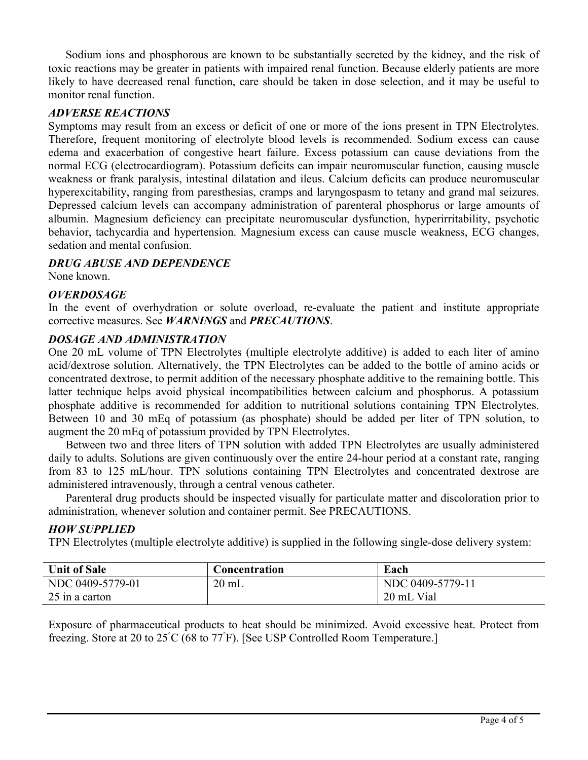Sodium ions and phosphorous are known to be substantially secreted by the kidney, and the risk of toxic reactions may be greater in patients with impaired renal function. Because elderly patients are more likely to have decreased renal function, care should be taken in dose selection, and it may be useful to monitor renal function.

### *ADVERSE REACTIONS*

Symptoms may result from an excess or deficit of one or more of the ions present in TPN Electrolytes. Therefore, frequent monitoring of electrolyte blood levels is recommended. Sodium excess can cause edema and exacerbation of congestive heart failure. Excess potassium can cause deviations from the normal ECG (electrocardiogram). Potassium deficits can impair neuromuscular function, causing muscle weakness or frank paralysis, intestinal dilatation and ileus. Calcium deficits can produce neuromuscular hyperexcitability, ranging from paresthesias, cramps and laryngospasm to tetany and grand mal seizures. Depressed calcium levels can accompany administration of parenteral phosphorus or large amounts of albumin. Magnesium deficiency can precipitate neuromuscular dysfunction, hyperirritability, psychotic behavior, tachycardia and hypertension. Magnesium excess can cause muscle weakness, ECG changes, sedation and mental confusion.

### *DRUG ABUSE AND DEPENDENCE*

None known.

### *OVERDOSAGE*

In the event of overhydration or solute overload, re-evaluate the patient and institute appropriate corrective measures. See ***WARNINGS*** and ***PRECAUTIONS***.

### *DOSAGE AND ADMINISTRATION*

One 20 mL volume of TPN Electrolytes (multiple electrolyte additive) is added to each liter of amino acid/dextrose solution. Alternatively, the TPN Electrolytes can be added to the bottle of amino acids or concentrated dextrose, to permit addition of the necessary phosphate additive to the remaining bottle. This latter technique helps avoid physical incompatibilities between calcium and phosphorus. A potassium phosphate additive is recommended for addition to nutritional solutions containing TPN Electrolytes. Between 10 and 30 mEq of potassium (as phosphate) should be added per liter of TPN solution, to augment the 20 mEq of potassium provided by TPN Electrolytes.

Between two and three liters of TPN solution with added TPN Electrolytes are usually administered daily to adults. Solutions are given continuously over the entire 24-hour period at a constant rate, ranging from 83 to 125 mL/hour. TPN solutions containing TPN Electrolytes and concentrated dextrose are administered intravenously, through a central venous catheter.

Parenteral drug products should be inspected visually for particulate matter and discoloration prior to administration, whenever solution and container permit. See PRECAUTIONS.

### *HOW SUPPLIED*

TPN Electrolytes (multiple electrolyte additive) is supplied in the following single-dose delivery system:

| Unit of Sale | Concentration | Each |
|---|---|---|
| NDC 0409-5779-01<br>25 in a carton | 20 mL | NDC 0409-5779-11<br>20 mL Vial |

Exposure of pharmaceutical products to heat should be minimized. Avoid excessive heat. Protect from freezing. Store at 20 to 25°C (68 to 77°F). [See USP Controlled Room Temperature.]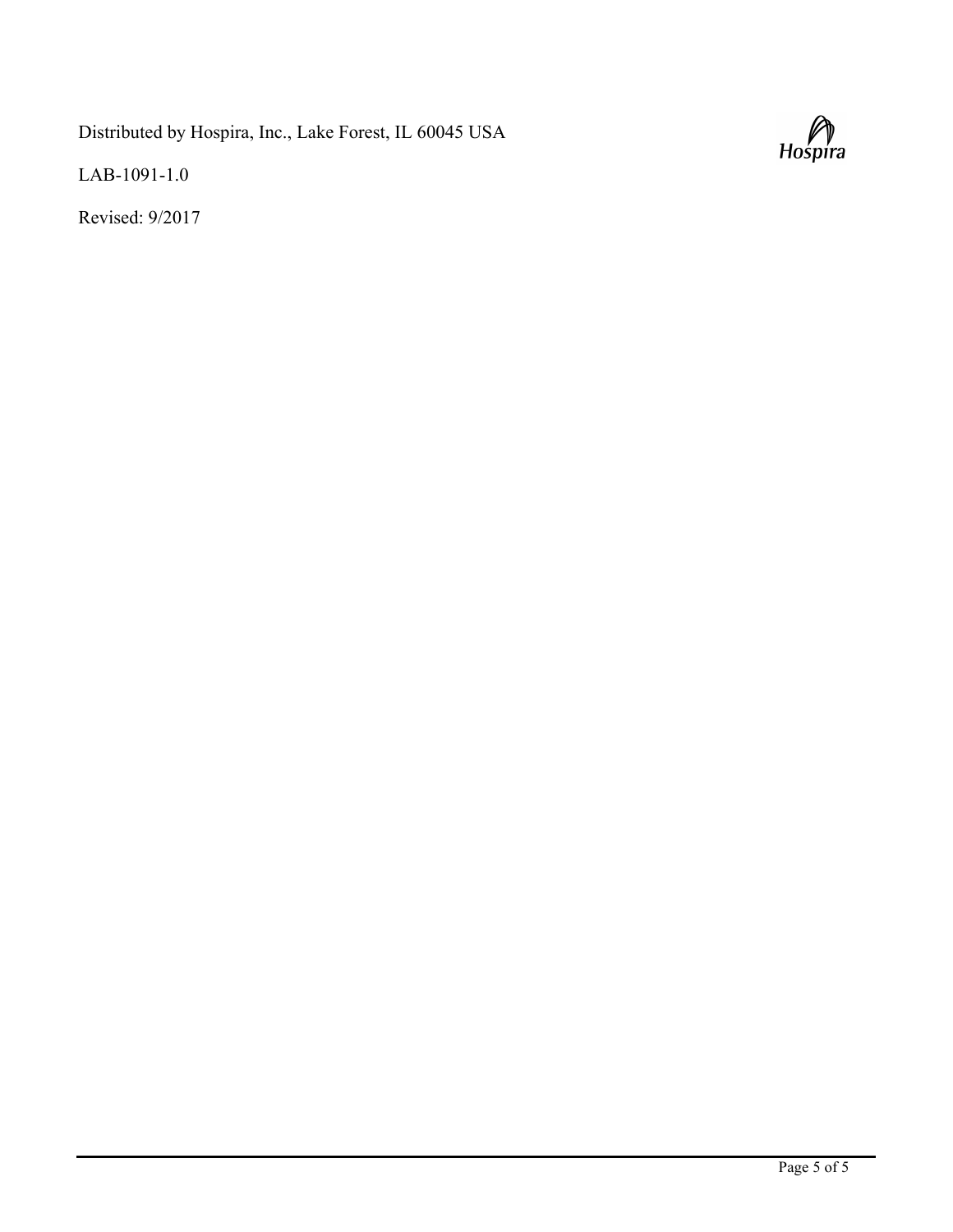Distributed by Hospira, Inc., Lake Forest, IL 60045 USA

LAB-1091-1.0

Revised: 9/2017